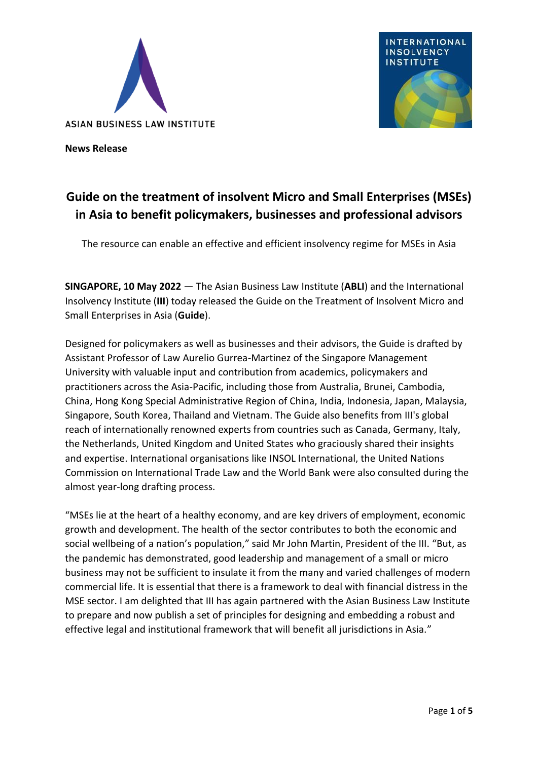ASIAN BUSINESS LAW INSTITUTE

INTERNATIONAL INSOLVENCY INSTITUTE

**News Release**

# Guide on the treatment of insolvent Micro and Small Enterprises (MSEs) in Asia to benefit policymakers, businesses and professional advisors

The resource can enable an effective and efficient insolvency regime for MSEs in Asia

**SINGAPORE, 10 May 2022** — The Asian Business Law Institute (**ABLI**) and the International Insolvency Institute (**III**) today released the Guide on the Treatment of Insolvent Micro and Small Enterprises in Asia (**Guide**).

Designed for policymakers as well as businesses and their advisors, the Guide is drafted by Assistant Professor of Law Aurelio Gurrea-Martinez of the Singapore Management University with valuable input and contribution from academics, policymakers and practitioners across the Asia-Pacific, including those from Australia, Brunei, Cambodia, China, Hong Kong Special Administrative Region of China, India, Indonesia, Japan, Malaysia, Singapore, South Korea, Thailand and Vietnam. The Guide also benefits from III's global reach of internationally renowned experts from countries such as Canada, Germany, Italy, the Netherlands, United Kingdom and United States who graciously shared their insights and expertise. International organisations like INSOL International, the United Nations Commission on International Trade Law and the World Bank were also consulted during the almost year-long drafting process.

"MSEs lie at the heart of a healthy economy, and are key drivers of employment, economic growth and development. The health of the sector contributes to both the economic and social wellbeing of a nation's population," said Mr John Martin, President of the III. "But, as the pandemic has demonstrated, good leadership and management of a small or micro business may not be sufficient to insulate it from the many and varied challenges of modern commercial life. It is essential that there is a framework to deal with financial distress in the MSE sector. I am delighted that III has again partnered with the Asian Business Law Institute to prepare and now publish a set of principles for designing and embedding a robust and effective legal and institutional framework that will benefit all jurisdictions in Asia."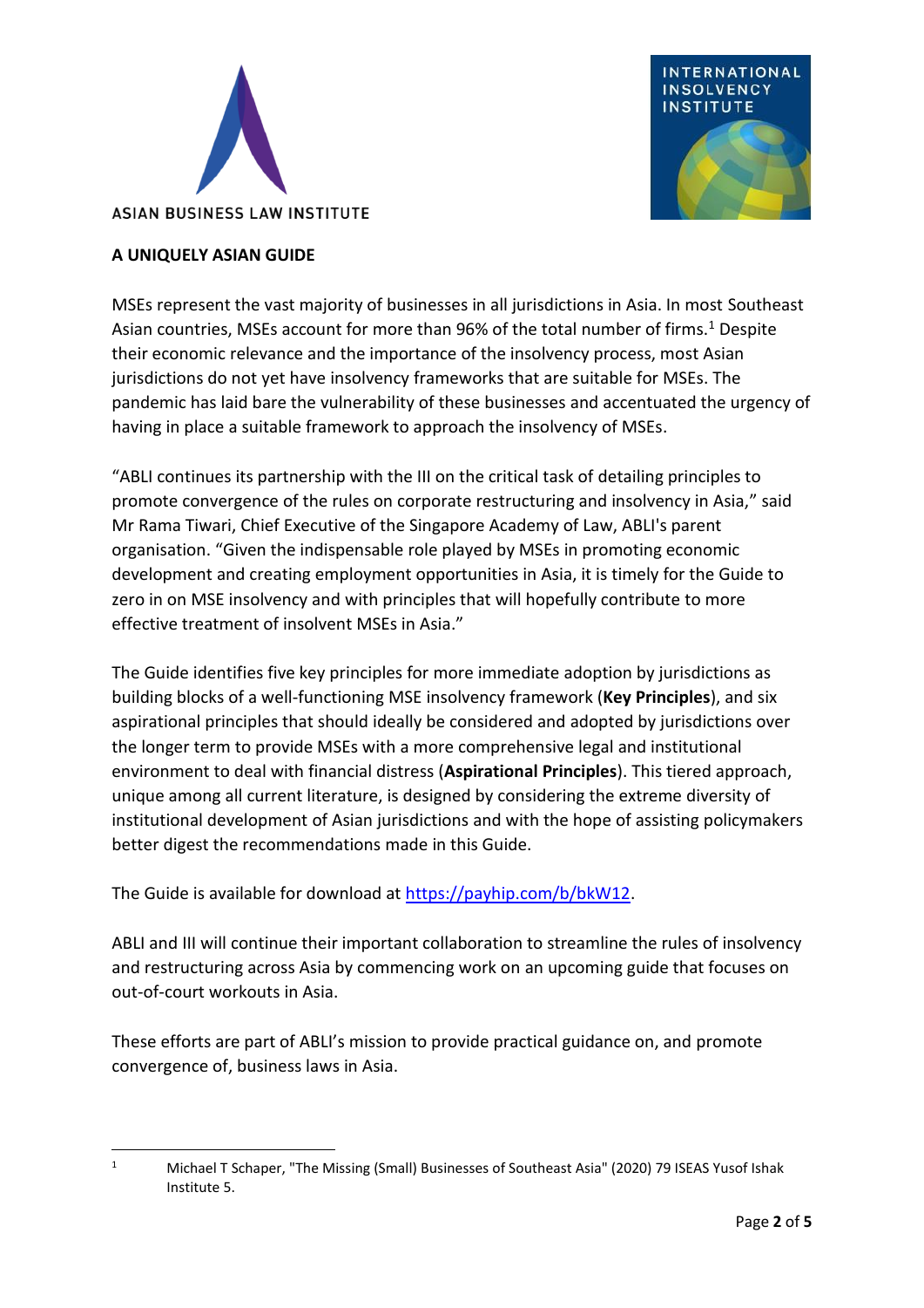ASIAN BUSINESS LAW INSTITUTE

INTERNATIONAL INSOLVENCY INSTITUTE

**A UNIQUELY ASIAN GUIDE**

MSEs represent the vast majority of businesses in all jurisdictions in Asia. In most Southeast Asian countries, MSEs account for more than 96% of the total number of firms.[1] Despite their economic relevance and the importance of the insolvency process, most Asian jurisdictions do not yet have insolvency frameworks that are suitable for MSEs. The pandemic has laid bare the vulnerability of these businesses and accentuated the urgency of having in place a suitable framework to approach the insolvency of MSEs.

"ABLI continues its partnership with the III on the critical task of detailing principles to promote convergence of the rules on corporate restructuring and insolvency in Asia," said Mr Rama Tiwari, Chief Executive of the Singapore Academy of Law, ABLI's parent organisation. "Given the indispensable role played by MSEs in promoting economic development and creating employment opportunities in Asia, it is timely for the Guide to zero in on MSE insolvency and with principles that will hopefully contribute to more effective treatment of insolvent MSEs in Asia."

The Guide identifies five key principles for more immediate adoption by jurisdictions as building blocks of a well-functioning MSE insolvency framework (**Key Principles**), and six aspirational principles that should ideally be considered and adopted by jurisdictions over the longer term to provide MSEs with a more comprehensive legal and institutional environment to deal with financial distress (**Aspirational Principles**). This tiered approach, unique among all current literature, is designed by considering the extreme diversity of institutional development of Asian jurisdictions and with the hope of assisting policymakers better digest the recommendations made in this Guide.

The Guide is available for download at [https://payhip.com/b/bkW12](https://payhip.com/b/bkW12).

ABLI and III will continue their important collaboration to streamline the rules of insolvency and restructuring across Asia by commencing work on an upcoming guide that focuses on out-of-court workouts in Asia.

These efforts are part of ABLI's mission to provide practical guidance on, and promote convergence of, business laws in Asia.

---

[1] Michael T Schaper, "The Missing (Small) Businesses of Southeast Asia" (2020) 79 ISEAS Yusof Ishak Institute 5.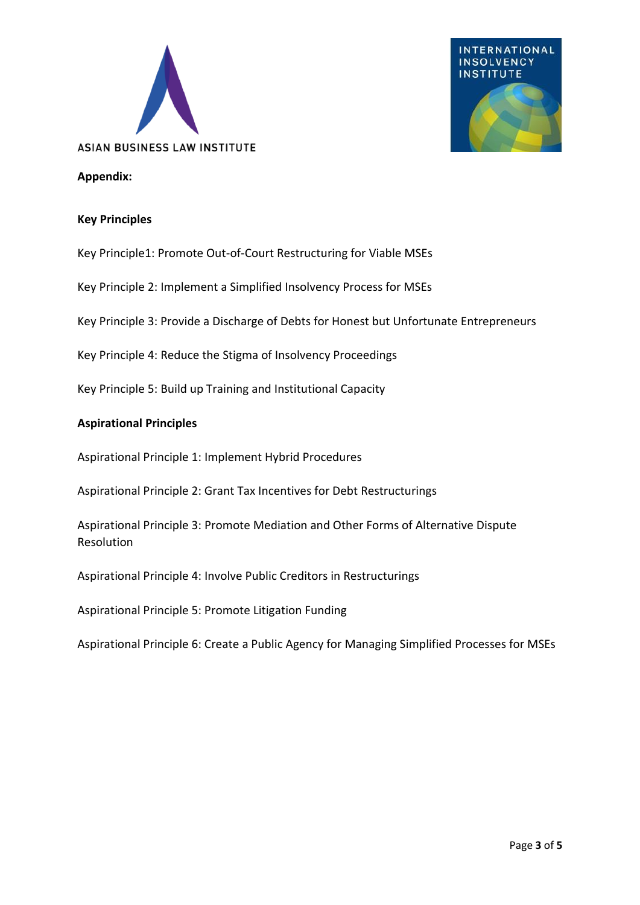**Appendix:**

**Key Principles**

Key Principle1: Promote Out-of-Court Restructuring for Viable MSEs

Key Principle 2: Implement a Simplified Insolvency Process for MSEs

Key Principle 3: Provide a Discharge of Debts for Honest but Unfortunate Entrepreneurs

Key Principle 4: Reduce the Stigma of Insolvency Proceedings

Key Principle 5: Build up Training and Institutional Capacity

**Aspirational Principles**

Aspirational Principle 1: Implement Hybrid Procedures

Aspirational Principle 2: Grant Tax Incentives for Debt Restructurings

Aspirational Principle 3: Promote Mediation and Other Forms of Alternative Dispute Resolution

Aspirational Principle 4: Involve Public Creditors in Restructurings

Aspirational Principle 5: Promote Litigation Funding

Aspirational Principle 6: Create a Public Agency for Managing Simplified Processes for MSEs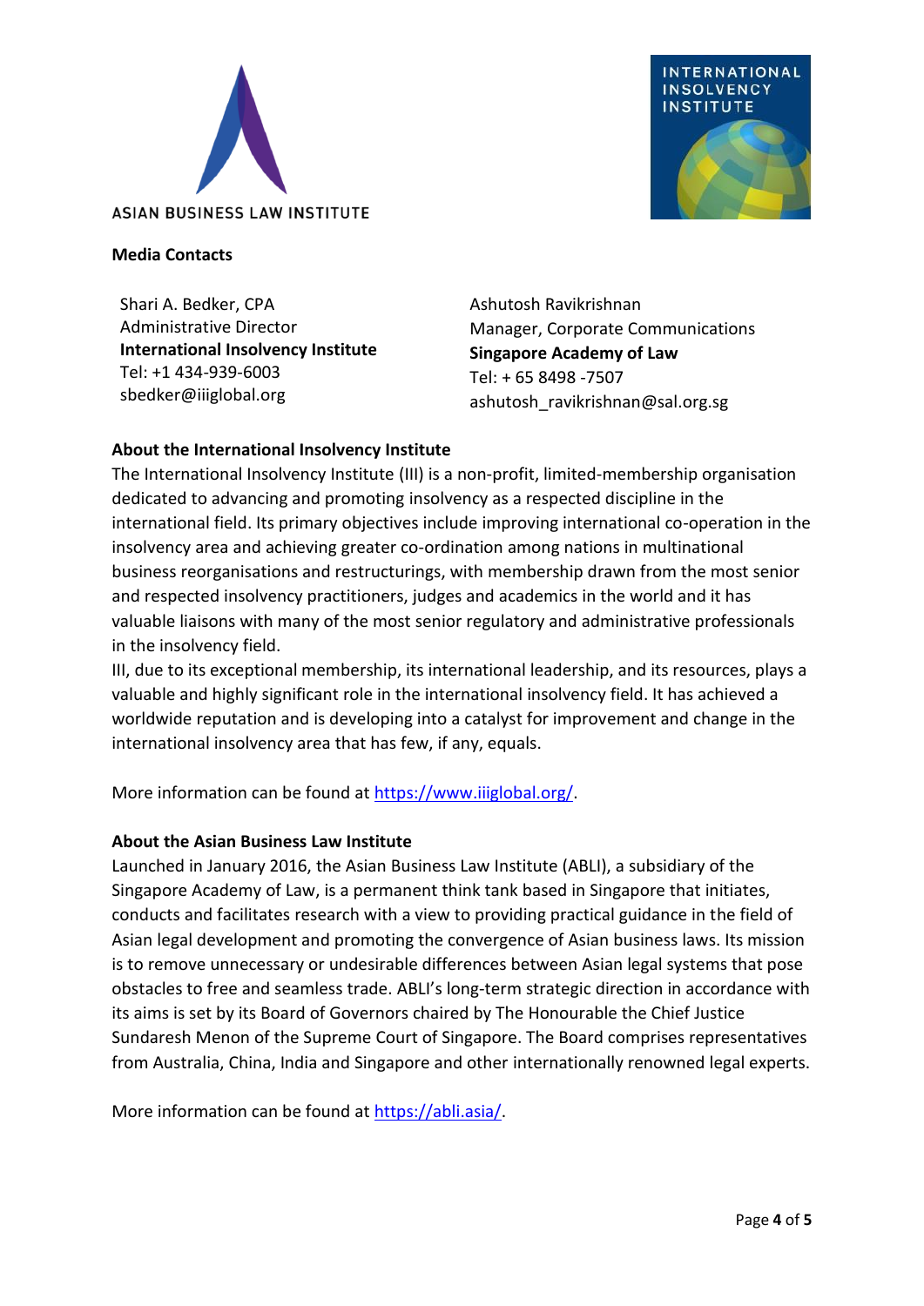ASIAN BUSINESS LAW INSTITUTE

INTERNATIONAL INSOLVENCY INSTITUTE

**Media Contacts**

Shari A. Bedker, CPA
Administrative Director
**International Insolvency Institute**
Tel: +1 434-939-6003
sbedker@iiiglobal.org

Ashutosh Ravikrishnan
Manager, Corporate Communications
**Singapore Academy of Law**
Tel: + 65 8498 -7507
ashutosh_ravikrishnan@sal.org.sg

**About the International Insolvency Institute**

The International Insolvency Institute (III) is a non-profit, limited-membership organisation dedicated to advancing and promoting insolvency as a respected discipline in the international field. Its primary objectives include improving international co-operation in the insolvency area and achieving greater co-ordination among nations in multinational business reorganisations and restructurings, with membership drawn from the most senior and respected insolvency practitioners, judges and academics in the world and it has valuable liaisons with many of the most senior regulatory and administrative professionals in the insolvency field.

III, due to its exceptional membership, its international leadership, and its resources, plays a valuable and highly significant role in the international insolvency field. It has achieved a worldwide reputation and is developing into a catalyst for improvement and change in the international insolvency area that has few, if any, equals.

More information can be found at https://www.iiiglobal.org/.

**About the Asian Business Law Institute**

Launched in January 2016, the Asian Business Law Institute (ABLI), a subsidiary of the Singapore Academy of Law, is a permanent think tank based in Singapore that initiates, conducts and facilitates research with a view to providing practical guidance in the field of Asian legal development and promoting the convergence of Asian business laws. Its mission is to remove unnecessary or undesirable differences between Asian legal systems that pose obstacles to free and seamless trade. ABLI's long-term strategic direction in accordance with its aims is set by its Board of Governors chaired by The Honourable the Chief Justice Sundaresh Menon of the Supreme Court of Singapore. The Board comprises representatives from Australia, China, India and Singapore and other internationally renowned legal experts.

More information can be found at https://abli.asia/.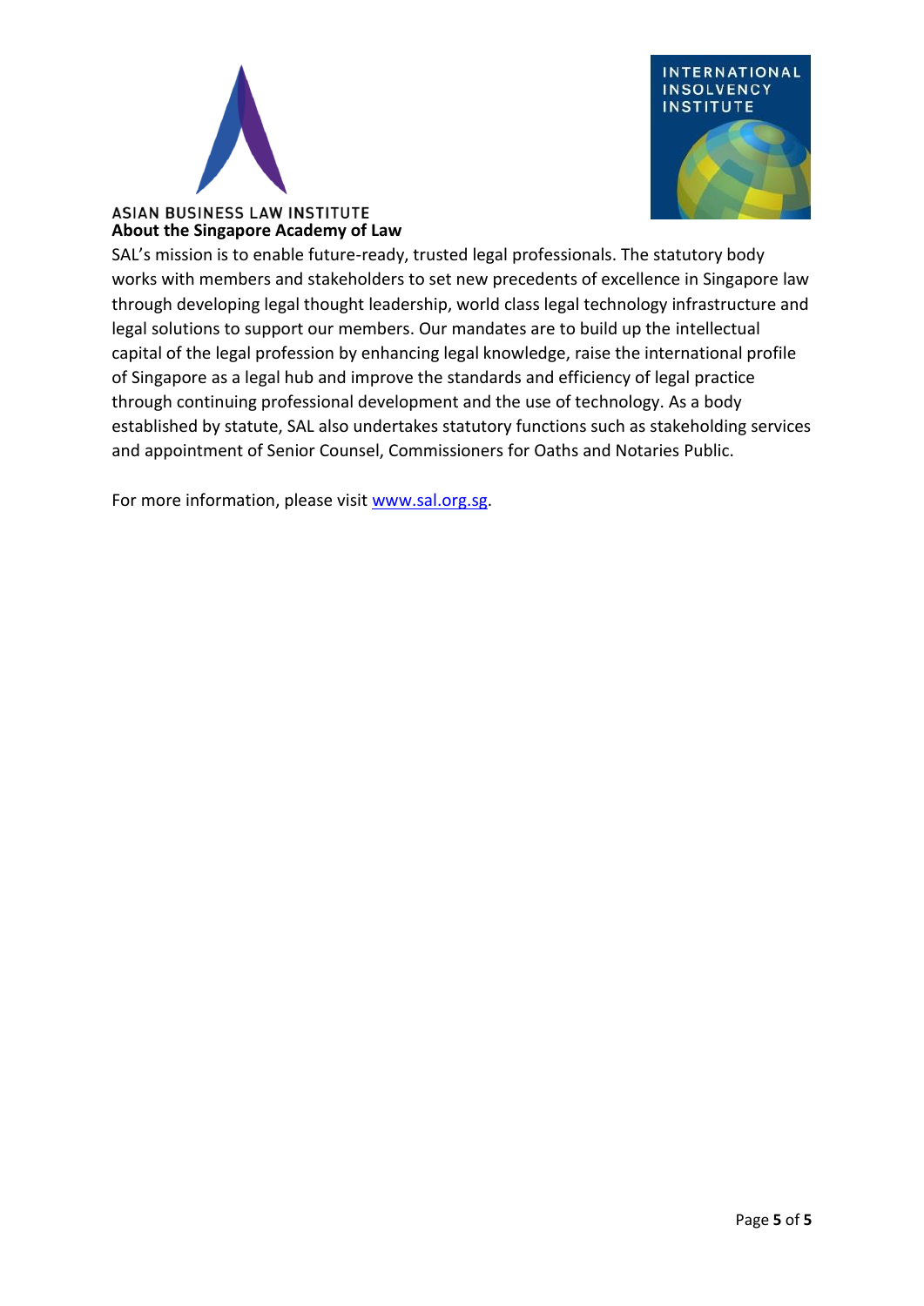ASIAN BUSINESS LAW INSTITUTE

INTERNATIONAL INSOLVENCY INSTITUTE

**About the Singapore Academy of Law**

SAL's mission is to enable future-ready, trusted legal professionals. The statutory body works with members and stakeholders to set new precedents of excellence in Singapore law through developing legal thought leadership, world class legal technology infrastructure and legal solutions to support our members. Our mandates are to build up the intellectual capital of the legal profession by enhancing legal knowledge, raise the international profile of Singapore as a legal hub and improve the standards and efficiency of legal practice through continuing professional development and the use of technology. As a body established by statute, SAL also undertakes statutory functions such as stakeholding services and appointment of Senior Counsel, Commissioners for Oaths and Notaries Public.

For more information, please visit [www.sal.org.sg](http://www.sal.org.sg).